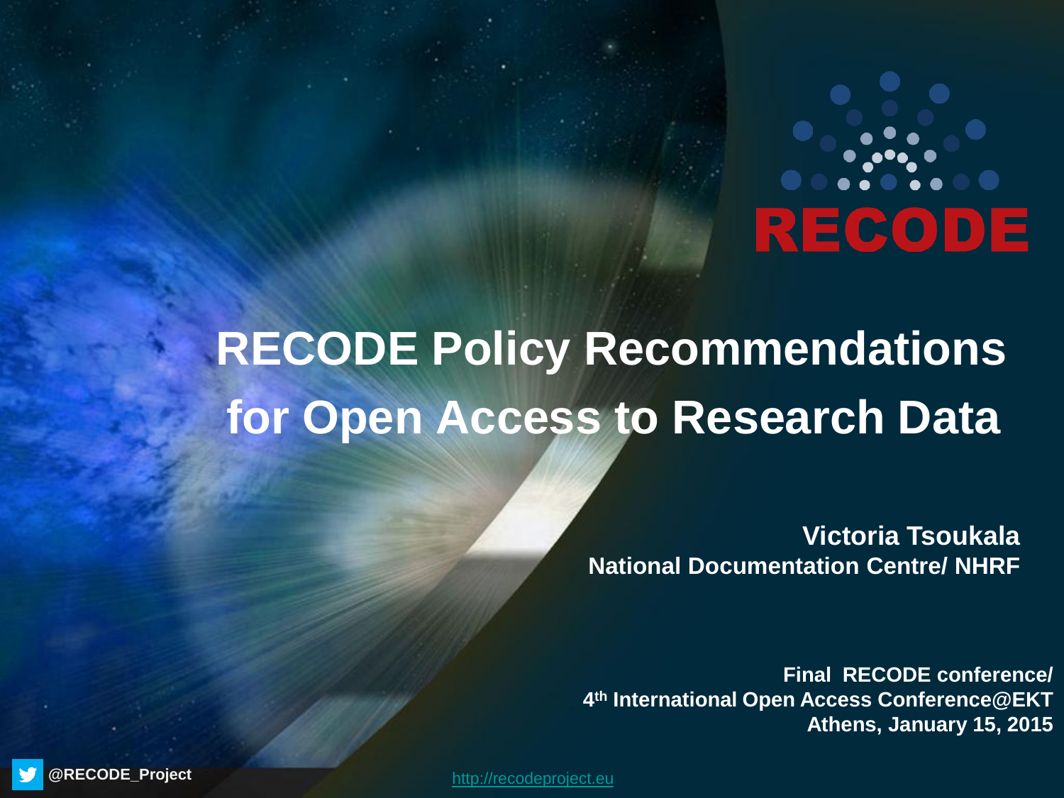RECODE

# RECODE Policy Recommendations for Open Access to Research Data

**Victoria Tsoukala**
**National Documentation Centre/ NHRF**

**Final RECODE conference/**
**4th International Open Access Conference@EKT**
**Athens, January 15, 2015**

@RECODE_Project

http://recodeproject.eu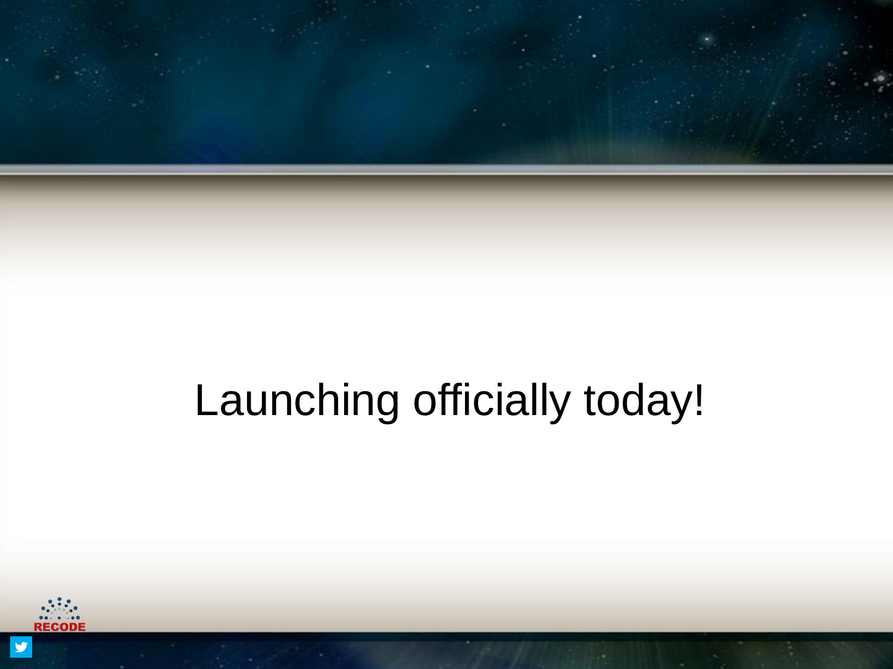Launching officially today!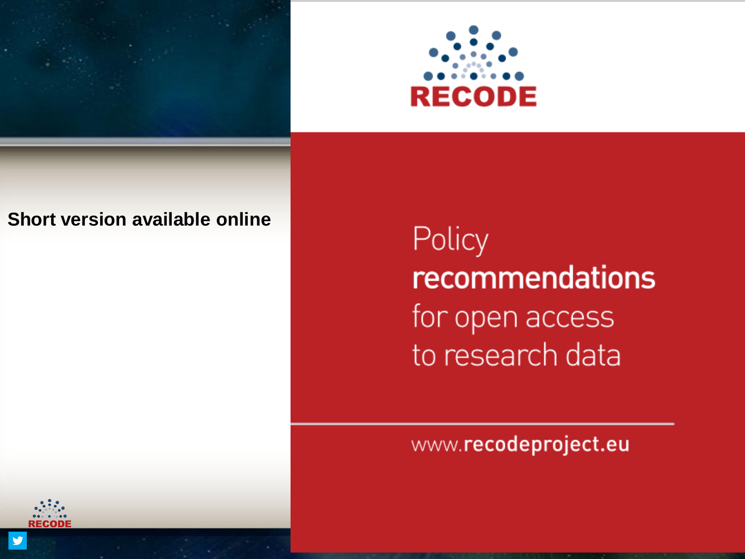Short version available online

RECODE

Policy
**recommendations**
for open access
to research data

www.**recodeproject.eu**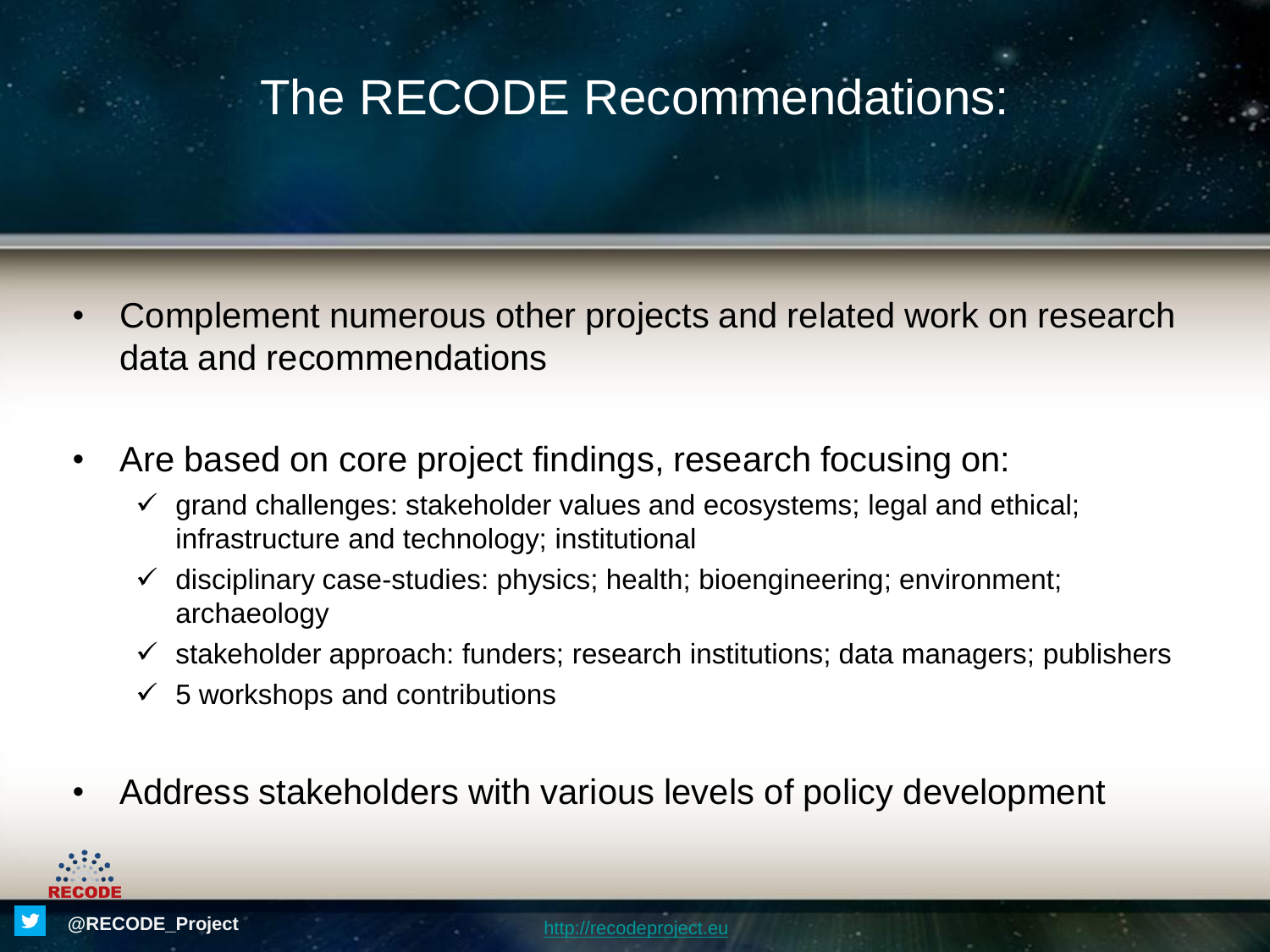# The RECODE Recommendations:

- Complement numerous other projects and related work on research data and recommendations
- Are based on core project findings, research focusing on:
  - ✓ grand challenges: stakeholder values and ecosystems; legal and ethical; infrastructure and technology; institutional
  - ✓ disciplinary case-studies: physics; health; bioengineering; environment; archaeology
  - ✓ stakeholder approach: funders; research institutions; data managers; publishers
  - ✓ 5 workshops and contributions
- Address stakeholders with various levels of policy development

@RECODE_Project

http://recodeproject.eu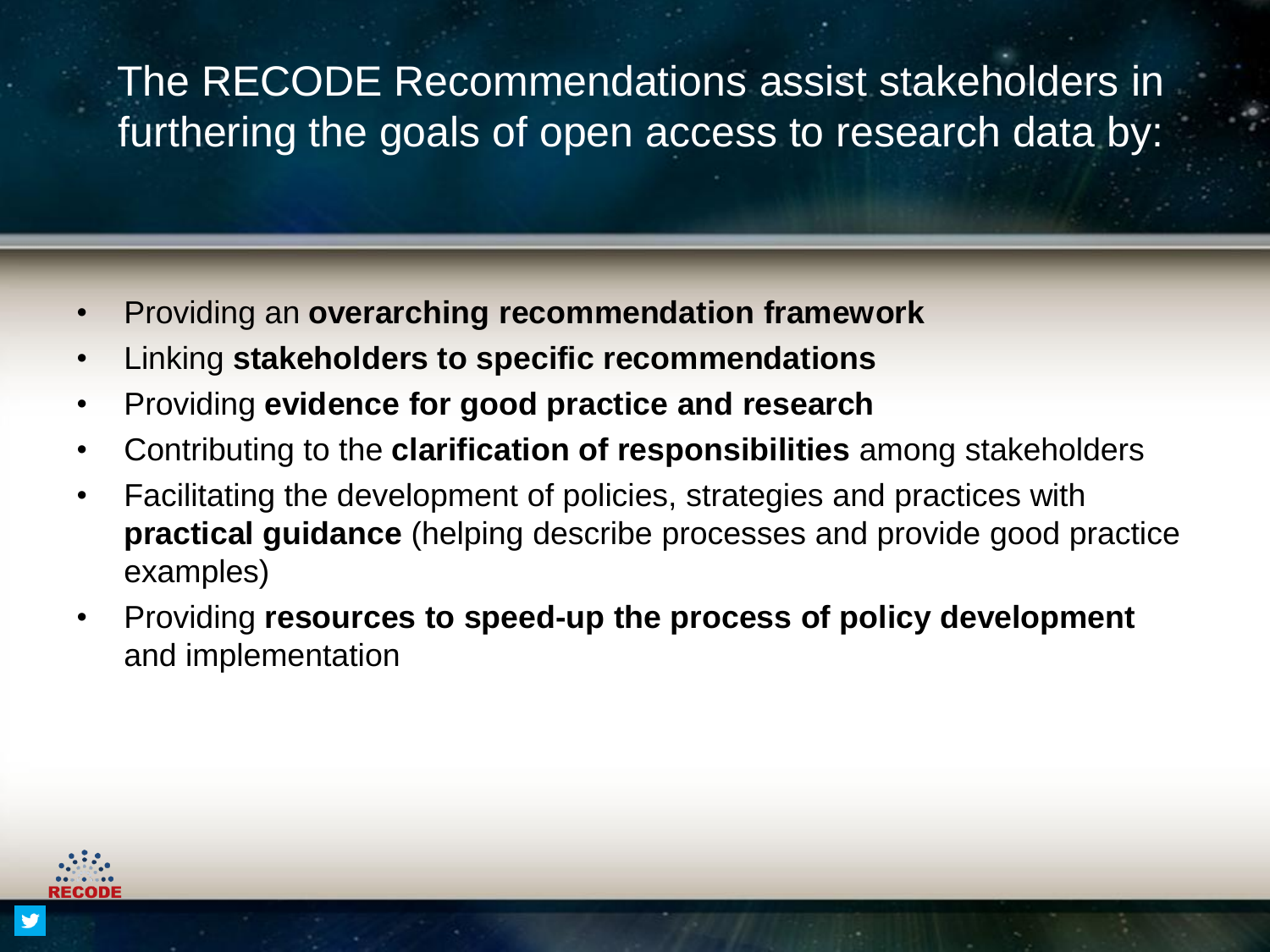## The RECODE Recommendations assist stakeholders in furthering the goals of open access to research data by:

- Providing an **overarching recommendation framework**
- Linking **stakeholders to specific recommendations**
- Providing **evidence for good practice and research**
- Contributing to the **clarification of responsibilities** among stakeholders
- Facilitating the development of policies, strategies and practices with **practical guidance** (helping describe processes and provide good practice examples)
- Providing **resources to speed-up the process of policy development** and implementation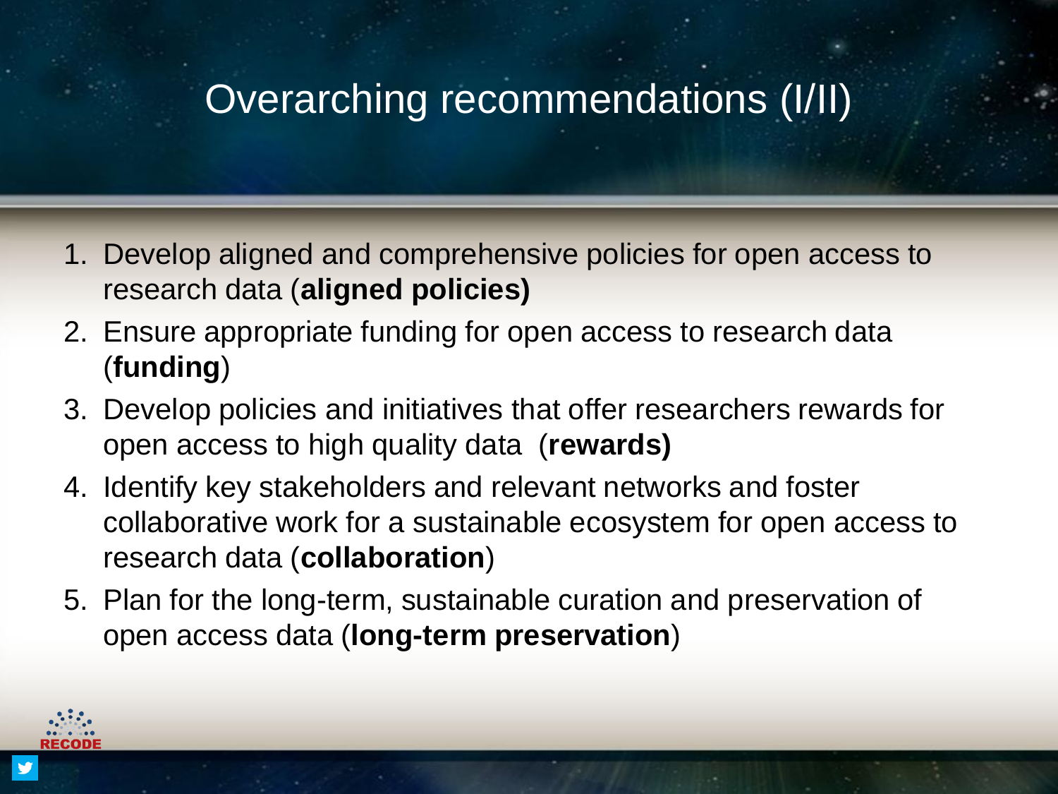# Overarching recommendations (I/II)

1. Develop aligned and comprehensive policies for open access to research data (**aligned policies)**
2. Ensure appropriate funding for open access to research data (**funding**)
3. Develop policies and initiatives that offer researchers rewards for open access to high quality data (**rewards)**
4. Identify key stakeholders and relevant networks and foster collaborative work for a sustainable ecosystem for open access to research data (**collaboration**)
5. Plan for the long-term, sustainable curation and preservation of open access data (**long-term preservation**)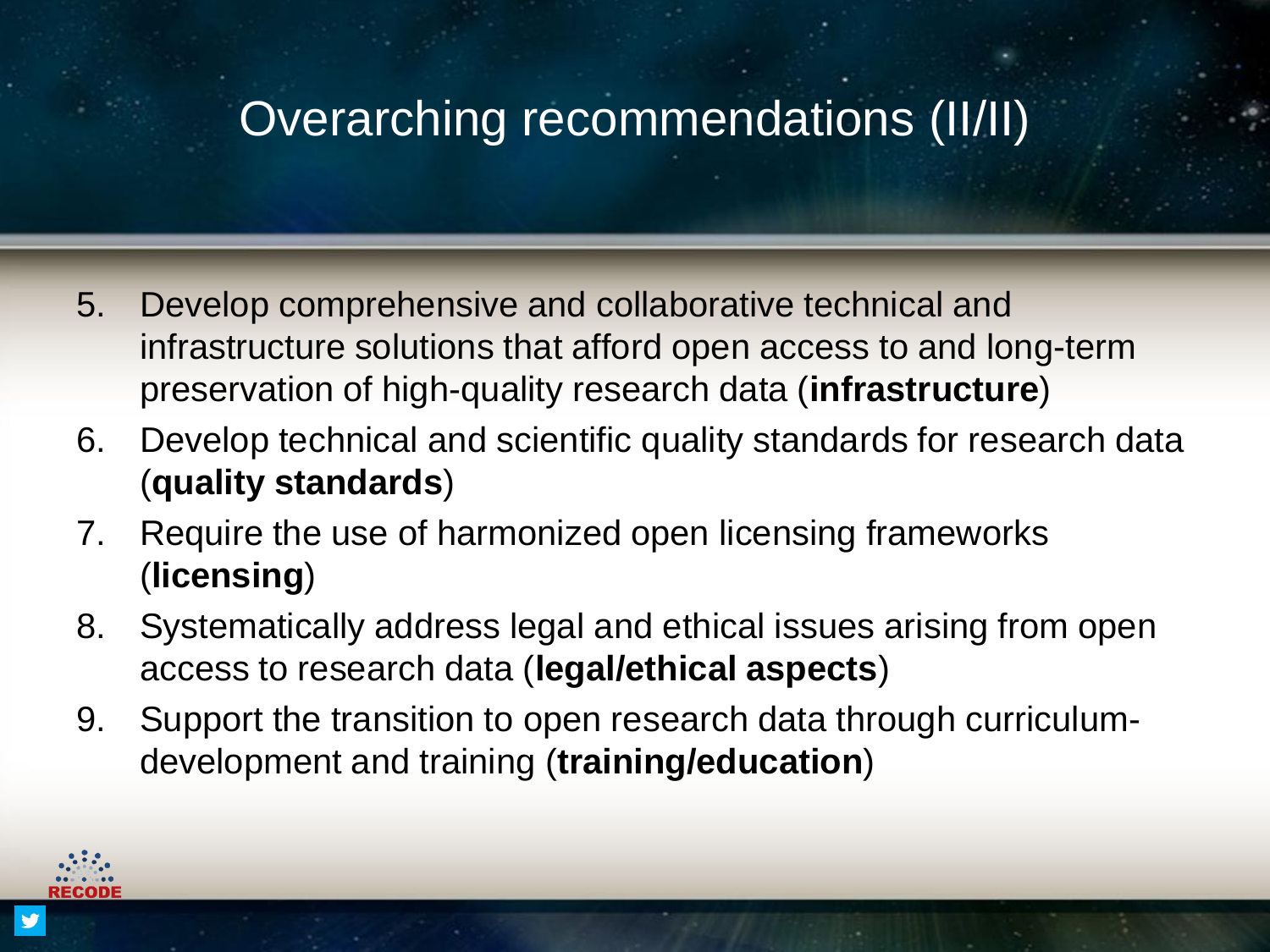# Overarching recommendations (II/II)

5. Develop comprehensive and collaborative technical and infrastructure solutions that afford open access to and long-term preservation of high-quality research data (**infrastructure**)
6. Develop technical and scientific quality standards for research data (**quality standards**)
7. Require the use of harmonized open licensing frameworks (**licensing**)
8. Systematically address legal and ethical issues arising from open access to research data (**legal/ethical aspects**)
9. Support the transition to open research data through curriculum-development and training (**training/education**)

RECODE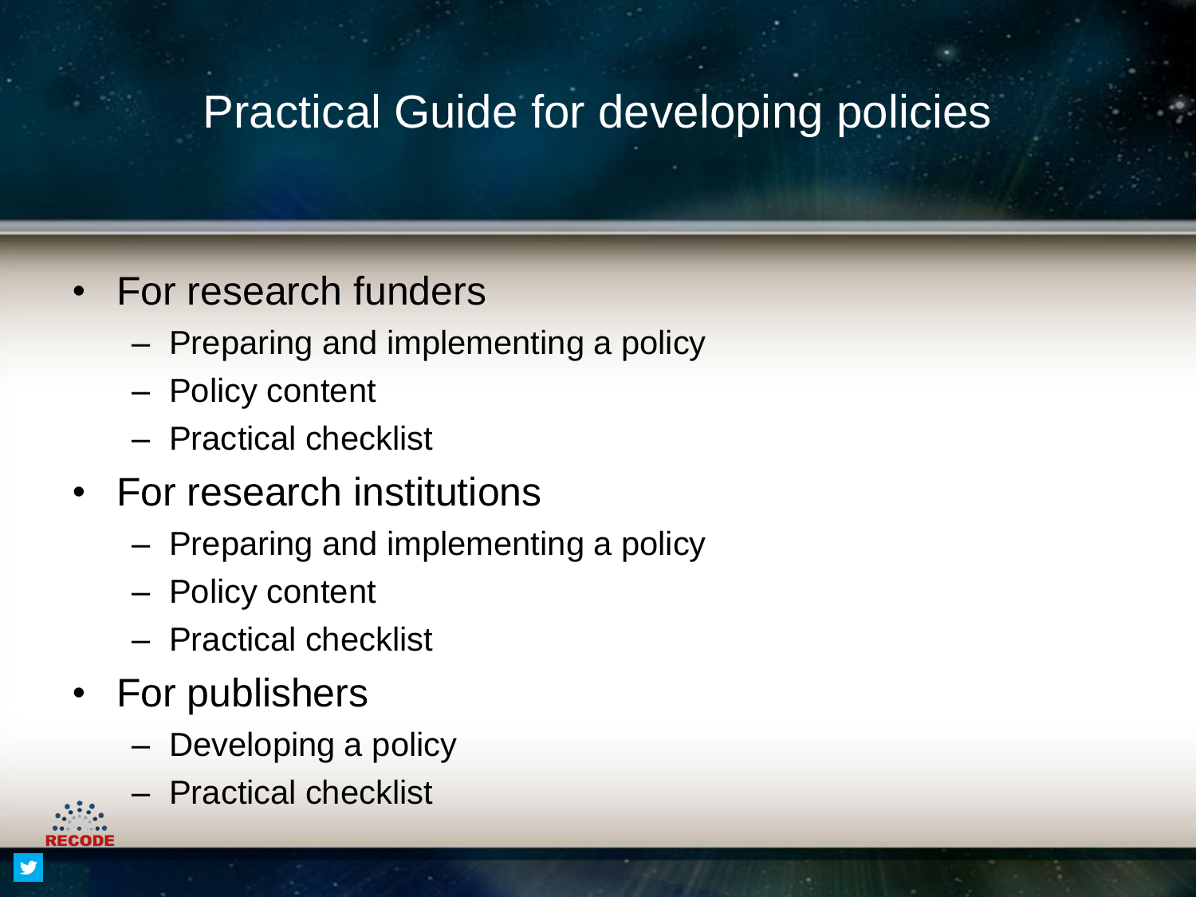# Practical Guide for developing policies

- For research funders
  - Preparing and implementing a policy
  - Policy content
  - Practical checklist
- For research institutions
  - Preparing and implementing a policy
  - Policy content
  - Practical checklist
- For publishers
  - Developing a policy
  - Practical checklist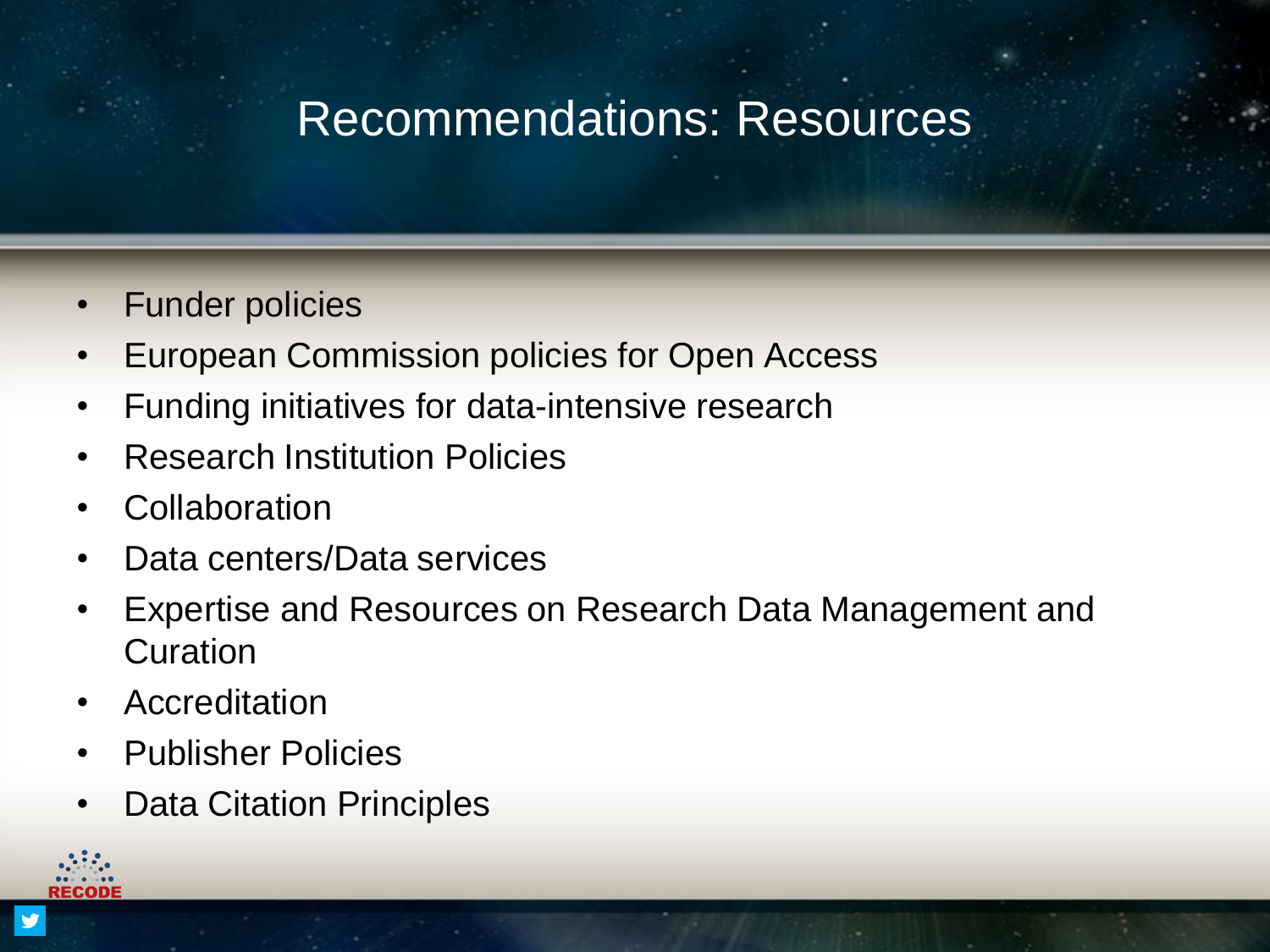# Recommendations: Resources

- Funder policies
- European Commission policies for Open Access
- Funding initiatives for data-intensive research
- Research Institution Policies
- Collaboration
- Data centers/Data services
- Expertise and Resources on Research Data Management and Curation
- Accreditation
- Publisher Policies
- Data Citation Principles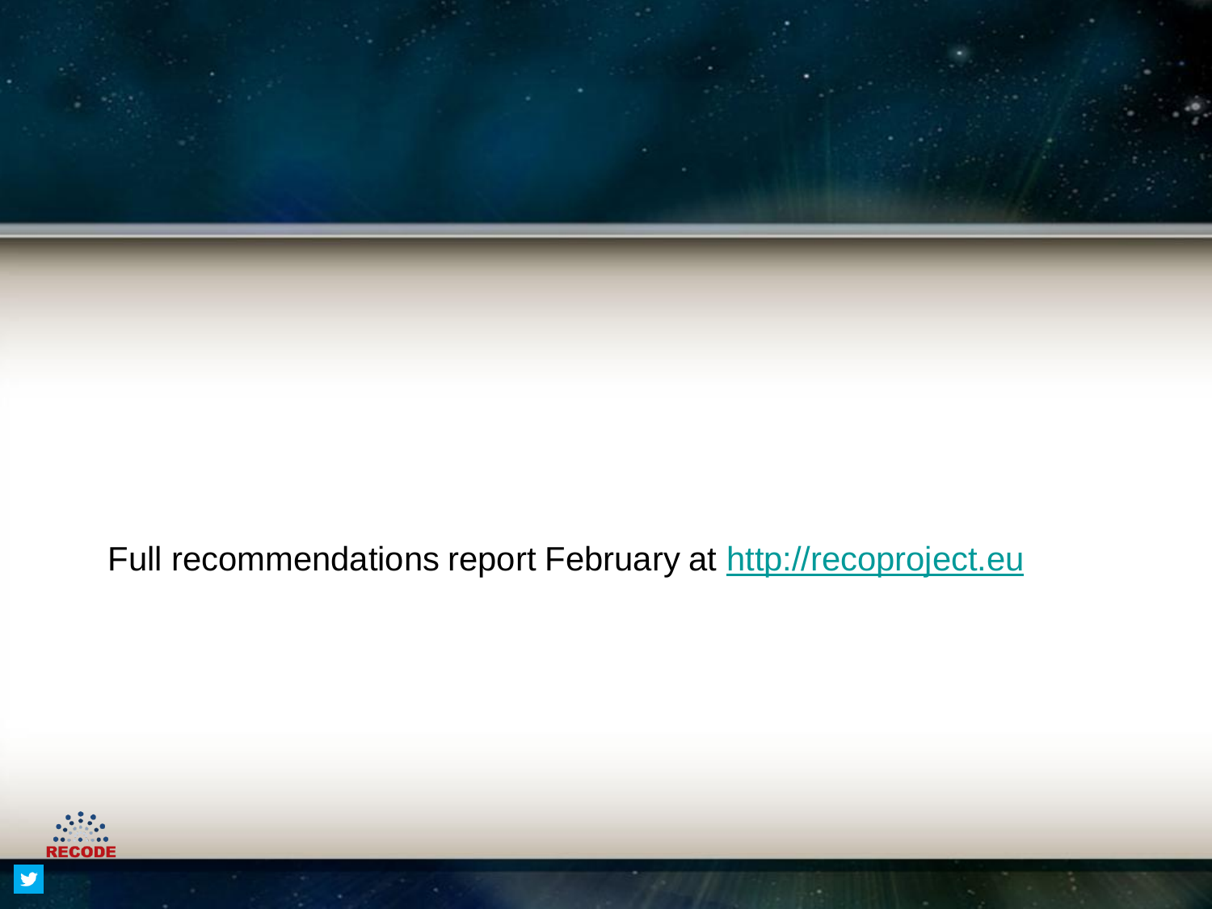Full recommendations report February at [http://recoproject.eu](http://recoproject.eu)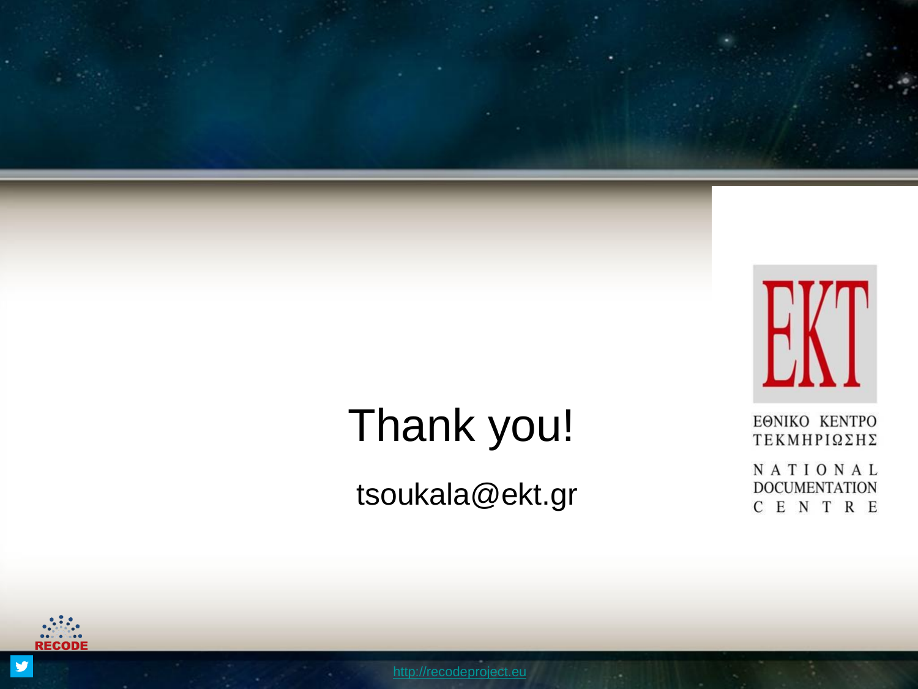# Thank you!

tsoukala@ekt.gr

ΕΘΝΙΚΟ ΚΕΝΤΡΟ ΤΕΚΜΗΡΙΩΣΗΣ

NATIONAL DOCUMENTATION CENTRE

http://recodeproject.eu